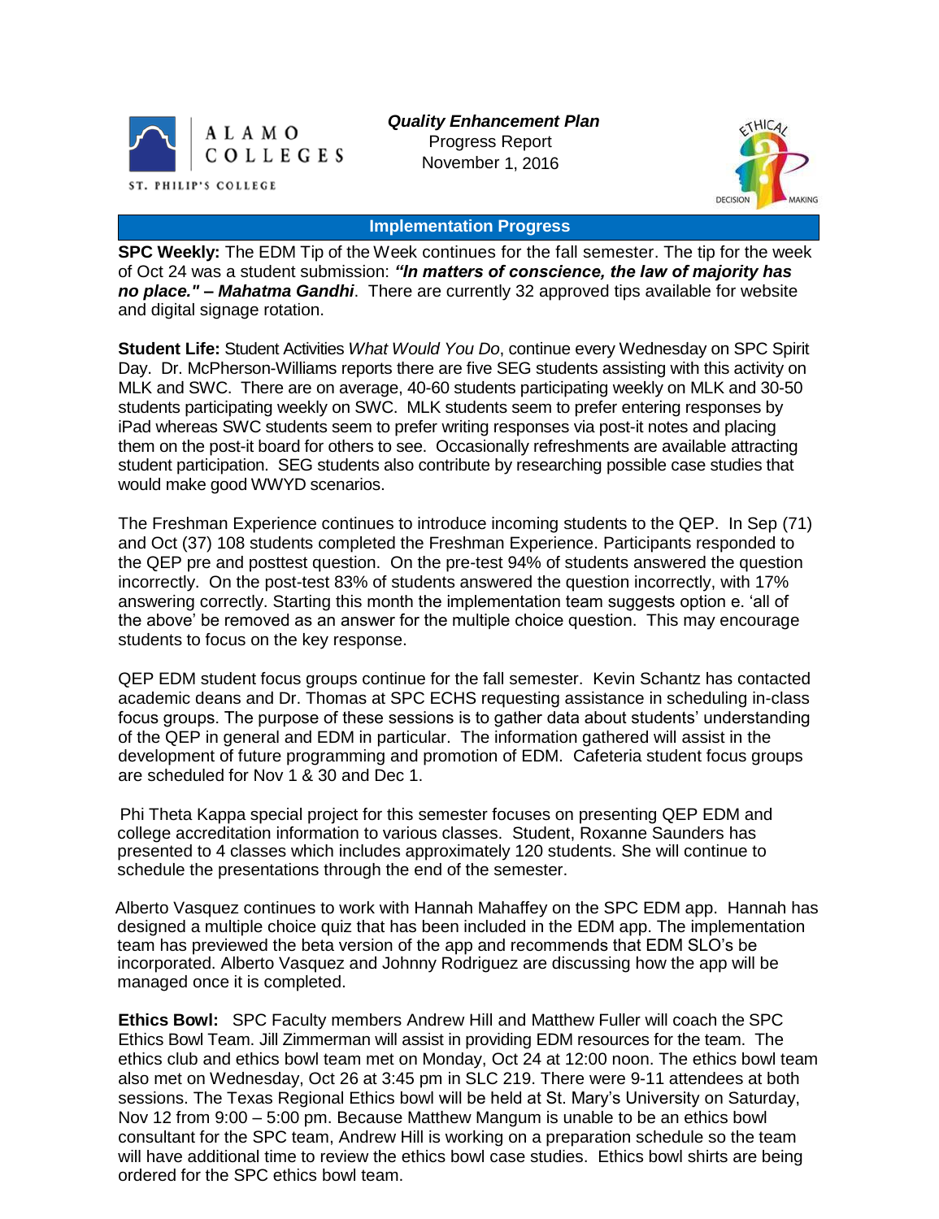ALAMO COLLEGES
ST. PHILIP'S COLLEGE

***Quality Enhancement Plan***
Progress Report
November 1, 2016

## Implementation Progress

**SPC Weekly:** The EDM Tip of the Week continues for the fall semester. The tip for the week of Oct 24 was a student submission: ***"In matters of conscience, the law of majority has no place." – Mahatma Gandhi***. There are currently 32 approved tips available for website and digital signage rotation.

**Student Life:** Student Activities *What Would You Do*, continue every Wednesday on SPC Spirit Day. Dr. McPherson-Williams reports there are five SEG students assisting with this activity on MLK and SWC. There are on average, 40-60 students participating weekly on MLK and 30-50 students participating weekly on SWC. MLK students seem to prefer entering responses by iPad whereas SWC students seem to prefer writing responses via post-it notes and placing them on the post-it board for others to see. Occasionally refreshments are available attracting student participation. SEG students also contribute by researching possible case studies that would make good WWYD scenarios.

The Freshman Experience continues to introduce incoming students to the QEP. In Sep (71) and Oct (37) 108 students completed the Freshman Experience. Participants responded to the QEP pre and posttest question. On the pre-test 94% of students answered the question incorrectly. On the post-test 83% of students answered the question incorrectly, with 17% answering correctly. Starting this month the implementation team suggests option e. 'all of the above' be removed as an answer for the multiple choice question. This may encourage students to focus on the key response.

QEP EDM student focus groups continue for the fall semester. Kevin Schantz has contacted academic deans and Dr. Thomas at SPC ECHS requesting assistance in scheduling in-class focus groups. The purpose of these sessions is to gather data about students' understanding of the QEP in general and EDM in particular. The information gathered will assist in the development of future programming and promotion of EDM. Cafeteria student focus groups are scheduled for Nov 1 & 30 and Dec 1.

Phi Theta Kappa special project for this semester focuses on presenting QEP EDM and college accreditation information to various classes. Student, Roxanne Saunders has presented to 4 classes which includes approximately 120 students. She will continue to schedule the presentations through the end of the semester.

Alberto Vasquez continues to work with Hannah Mahaffey on the SPC EDM app. Hannah has designed a multiple choice quiz that has been included in the EDM app. The implementation team has previewed the beta version of the app and recommends that EDM SLO's be incorporated. Alberto Vasquez and Johnny Rodriguez are discussing how the app will be managed once it is completed.

**Ethics Bowl:** SPC Faculty members Andrew Hill and Matthew Fuller will coach the SPC Ethics Bowl Team. Jill Zimmerman will assist in providing EDM resources for the team. The ethics club and ethics bowl team met on Monday, Oct 24 at 12:00 noon. The ethics bowl team also met on Wednesday, Oct 26 at 3:45 pm in SLC 219. There were 9-11 attendees at both sessions. The Texas Regional Ethics bowl will be held at St. Mary's University on Saturday, Nov 12 from 9:00 – 5:00 pm. Because Matthew Mangum is unable to be an ethics bowl consultant for the SPC team, Andrew Hill is working on a preparation schedule so the team will have additional time to review the ethics bowl case studies. Ethics bowl shirts are being ordered for the SPC ethics bowl team.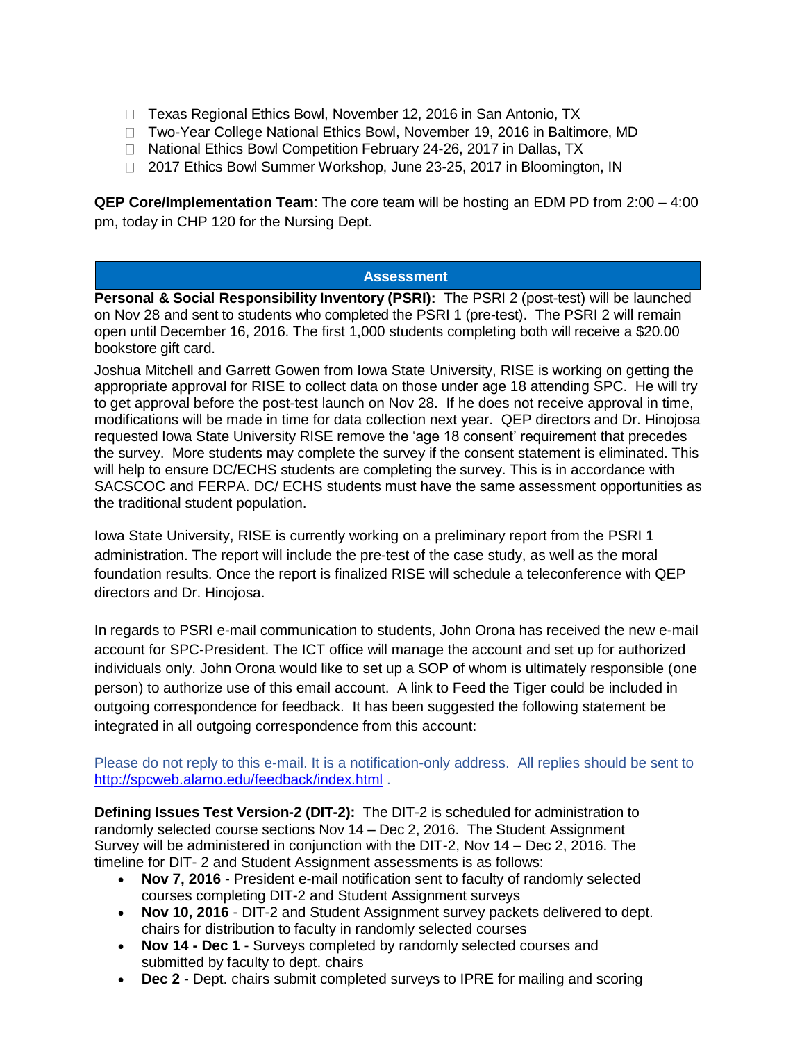- Texas Regional Ethics Bowl, November 12, 2016 in San Antonio, TX
- Two-Year College National Ethics Bowl, November 19, 2016 in Baltimore, MD
- National Ethics Bowl Competition February 24-26, 2017 in Dallas, TX
- 2017 Ethics Bowl Summer Workshop, June 23-25, 2017 in Bloomington, IN

**QEP Core/Implementation Team**: The core team will be hosting an EDM PD from 2:00 – 4:00 pm, today in CHP 120 for the Nursing Dept.

## Assessment

**Personal & Social Responsibility Inventory (PSRI):** The PSRI 2 (post-test) will be launched on Nov 28 and sent to students who completed the PSRI 1 (pre-test). The PSRI 2 will remain open until December 16, 2016. The first 1,000 students completing both will receive a $20.00 bookstore gift card.

Joshua Mitchell and Garrett Gowen from Iowa State University, RISE is working on getting the appropriate approval for RISE to collect data on those under age 18 attending SPC. He will try to get approval before the post-test launch on Nov 28. If he does not receive approval in time, modifications will be made in time for data collection next year. QEP directors and Dr. Hinojosa requested Iowa State University RISE remove the 'age 18 consent' requirement that precedes the survey. More students may complete the survey if the consent statement is eliminated. This will help to ensure DC/ECHS students are completing the survey. This is in accordance with SACSCOC and FERPA. DC/ ECHS students must have the same assessment opportunities as the traditional student population.

Iowa State University, RISE is currently working on a preliminary report from the PSRI 1 administration. The report will include the pre-test of the case study, as well as the moral foundation results. Once the report is finalized RISE will schedule a teleconference with QEP directors and Dr. Hinojosa.

In regards to PSRI e-mail communication to students, John Orona has received the new e-mail account for SPC-President. The ICT office will manage the account and set up for authorized individuals only. John Orona would like to set up a SOP of whom is ultimately responsible (one person) to authorize use of this email account. A link to Feed the Tiger could be included in outgoing correspondence for feedback. It has been suggested the following statement be integrated in all outgoing correspondence from this account:

Please do not reply to this e-mail. It is a notification-only address. All replies should be sent to http://spcweb.alamo.edu/feedback/index.html .

**Defining Issues Test Version-2 (DIT-2):** The DIT-2 is scheduled for administration to randomly selected course sections Nov 14 – Dec 2, 2016. The Student Assignment Survey will be administered in conjunction with the DIT-2, Nov 14 – Dec 2, 2016. The timeline for DIT- 2 and Student Assignment assessments is as follows:

- **Nov 7, 2016** - President e-mail notification sent to faculty of randomly selected courses completing DIT-2 and Student Assignment surveys
- **Nov 10, 2016** - DIT-2 and Student Assignment survey packets delivered to dept. chairs for distribution to faculty in randomly selected courses
- **Nov 14 - Dec 1** - Surveys completed by randomly selected courses and submitted by faculty to dept. chairs
- **Dec 2** - Dept. chairs submit completed surveys to IPRE for mailing and scoring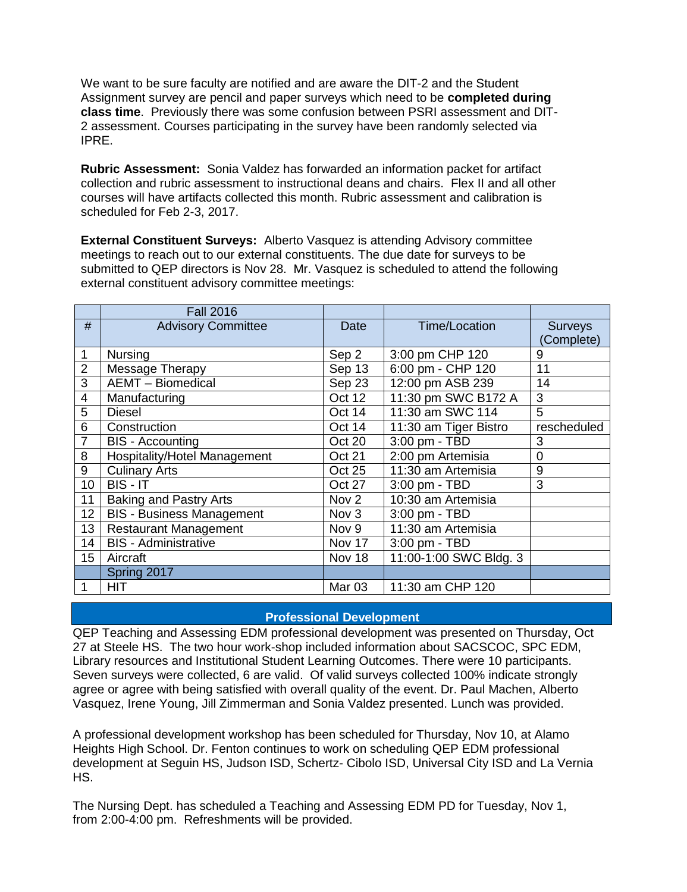We want to be sure faculty are notified and are aware the DIT-2 and the Student Assignment survey are pencil and paper surveys which need to be **completed during class time**. Previously there was some confusion between PSRI assessment and DIT-2 assessment. Courses participating in the survey have been randomly selected via IPRE.

**Rubric Assessment:** Sonia Valdez has forwarded an information packet for artifact collection and rubric assessment to instructional deans and chairs. Flex II and all other courses will have artifacts collected this month. Rubric assessment and calibration is scheduled for Feb 2-3, 2017.

**External Constituent Surveys:** Alberto Vasquez is attending Advisory committee meetings to reach out to our external constituents. The due date for surveys to be submitted to QEP directors is Nov 28. Mr. Vasquez is scheduled to attend the following external constituent advisory committee meetings:

| | Fall 2016 | | | |
|---|---|---|---|---|
| # | Advisory Committee | Date | Time/Location | Surveys (Complete) |
| 1 | Nursing | Sep 2 | 3:00 pm CHP 120 | 9 |
| 2 | Message Therapy | Sep 13 | 6:00 pm - CHP 120 | 11 |
| 3 | AEMT – Biomedical | Sep 23 | 12:00 pm ASB 239 | 14 |
| 4 | Manufacturing | Oct 12 | 11:30 pm SWC B172 A | 3 |
| 5 | Diesel | Oct 14 | 11:30 am SWC 114 | 5 |
| 6 | Construction | Oct 14 | 11:30 am Tiger Bistro | rescheduled |
| 7 | BIS - Accounting | Oct 20 | 3:00 pm - TBD | 3 |
| 8 | Hospitality/Hotel Management | Oct 21 | 2:00 pm Artemisia | 0 |
| 9 | Culinary Arts | Oct 25 | 11:30 am Artemisia | 9 |
| 10 | BIS - IT | Oct 27 | 3:00 pm - TBD | 3 |
| 11 | Baking and Pastry Arts | Nov 2 | 10:30 am Artemisia | |
| 12 | BIS - Business Management | Nov 3 | 3:00 pm - TBD | |
| 13 | Restaurant Management | Nov 9 | 11:30 am Artemisia | |
| 14 | BIS - Administrative | Nov 17 | 3:00 pm - TBD | |
| 15 | Aircraft | Nov 18 | 11:00-1:00 SWC Bldg. 3 | |
| | Spring 2017 | | | |
| 1 | HIT | Mar 03 | 11:30 am CHP 120 | |

## Professional Development

QEP Teaching and Assessing EDM professional development was presented on Thursday, Oct 27 at Steele HS. The two hour work-shop included information about SACSCOC, SPC EDM, Library resources and Institutional Student Learning Outcomes. There were 10 participants. Seven surveys were collected, 6 are valid. Of valid surveys collected 100% indicate strongly agree or agree with being satisfied with overall quality of the event. Dr. Paul Machen, Alberto Vasquez, Irene Young, Jill Zimmerman and Sonia Valdez presented. Lunch was provided.

A professional development workshop has been scheduled for Thursday, Nov 10, at Alamo Heights High School. Dr. Fenton continues to work on scheduling QEP EDM professional development at Seguin HS, Judson ISD, Schertz- Cibolo ISD, Universal City ISD and La Vernia HS.

The Nursing Dept. has scheduled a Teaching and Assessing EDM PD for Tuesday, Nov 1, from 2:00-4:00 pm. Refreshments will be provided.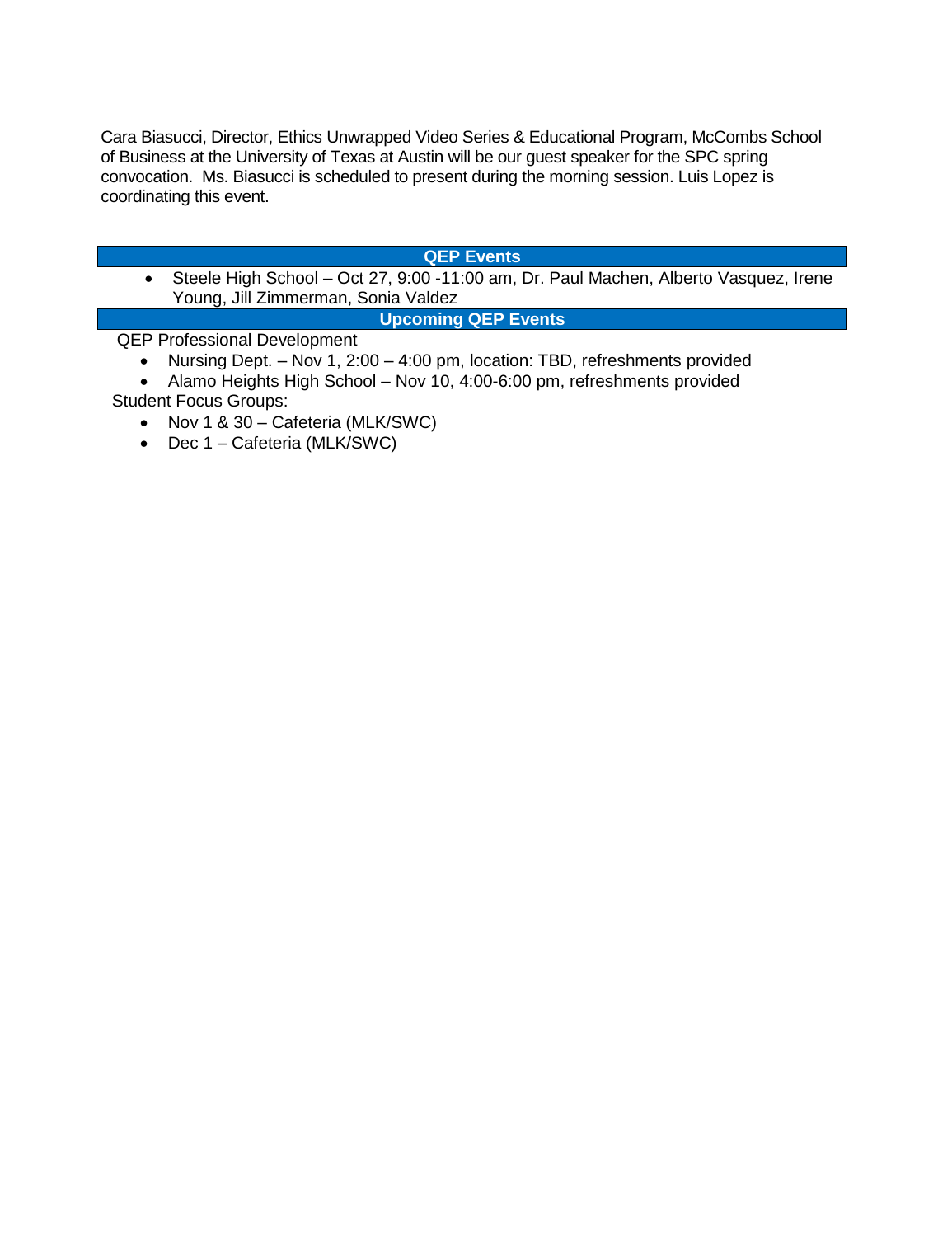Cara Biasucci, Director, Ethics Unwrapped Video Series & Educational Program, McCombs School of Business at the University of Texas at Austin will be our guest speaker for the SPC spring convocation. Ms. Biasucci is scheduled to present during the morning session. Luis Lopez is coordinating this event.

## QEP Events

- Steele High School – Oct 27, 9:00 -11:00 am, Dr. Paul Machen, Alberto Vasquez, Irene Young, Jill Zimmerman, Sonia Valdez

## Upcoming QEP Events

QEP Professional Development

- Nursing Dept. – Nov 1, 2:00 – 4:00 pm, location: TBD, refreshments provided
- Alamo Heights High School – Nov 10, 4:00-6:00 pm, refreshments provided

Student Focus Groups:

- Nov 1 & 30 – Cafeteria (MLK/SWC)
- Dec 1 – Cafeteria (MLK/SWC)